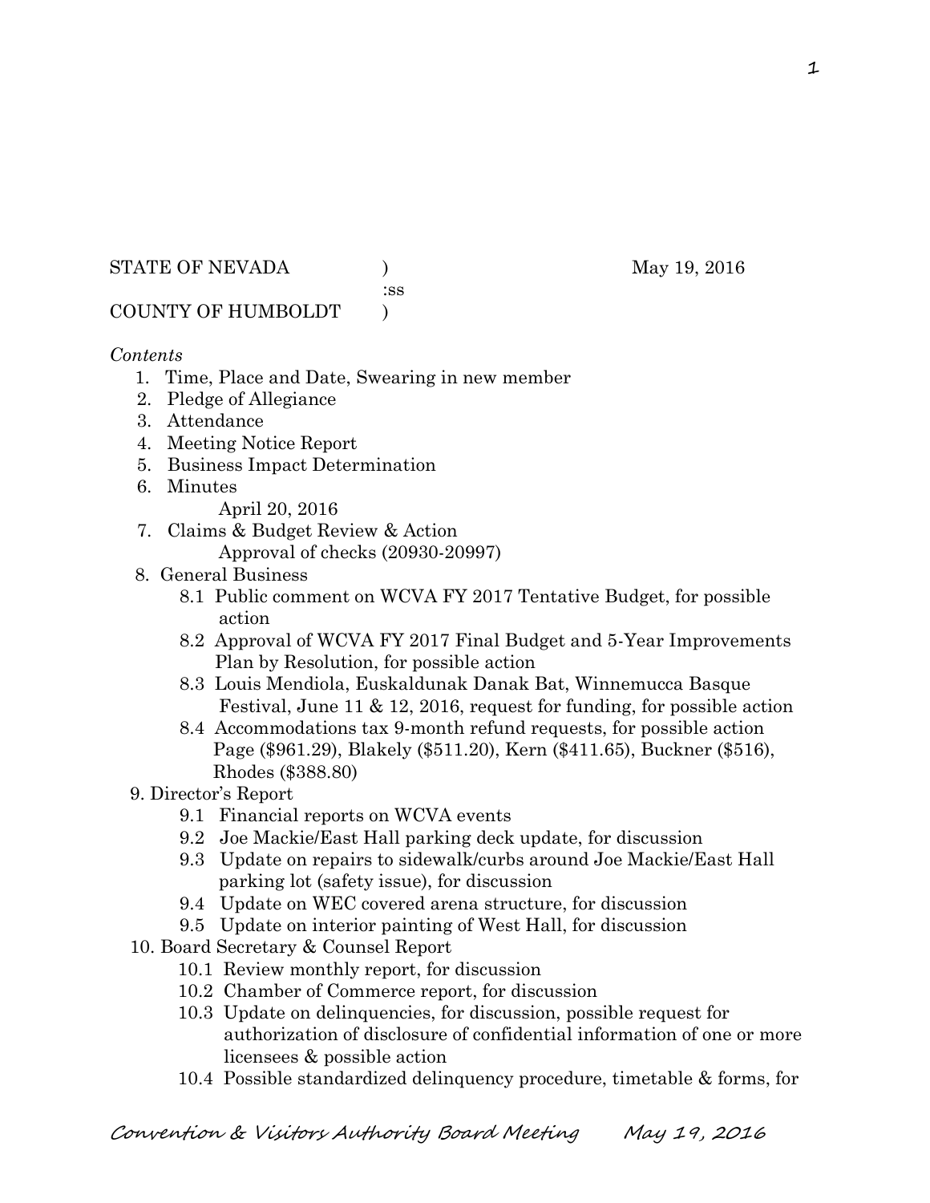STATE OF NEVADA ) May 19, 2016
:ss
COUNTY OF HUMBOLDT )

*Contents*

1. Time, Place and Date, Swearing in new member
2. Pledge of Allegiance
3. Attendance
4. Meeting Notice Report
5. Business Impact Determination
6. Minutes
   April 20, 2016
7. Claims & Budget Review & Action
   Approval of checks (20930-20997)
8. General Business
   - 8.1 Public comment on WCVA FY 2017 Tentative Budget, for possible action
   - 8.2 Approval of WCVA FY 2017 Final Budget and 5-Year Improvements Plan by Resolution, for possible action
   - 8.3 Louis Mendiola, Euskaldunak Danak Bat, Winnemucca Basque Festival, June 11 & 12, 2016, request for funding, for possible action
   - 8.4 Accommodations tax 9-month refund requests, for possible action Page ($961.29), Blakely ($511.20), Kern ($411.65), Buckner ($516), Rhodes ($388.80)
9. Director's Report
   - 9.1 Financial reports on WCVA events
   - 9.2 Joe Mackie/East Hall parking deck update, for discussion
   - 9.3 Update on repairs to sidewalk/curbs around Joe Mackie/East Hall parking lot (safety issue), for discussion
   - 9.4 Update on WEC covered arena structure, for discussion
   - 9.5 Update on interior painting of West Hall, for discussion
10. Board Secretary & Counsel Report
    - 10.1 Review monthly report, for discussion
    - 10.2 Chamber of Commerce report, for discussion
    - 10.3 Update on delinquencies, for discussion, possible request for authorization of disclosure of confidential information of one or more licensees & possible action
    - 10.4 Possible standardized delinquency procedure, timetable & forms, for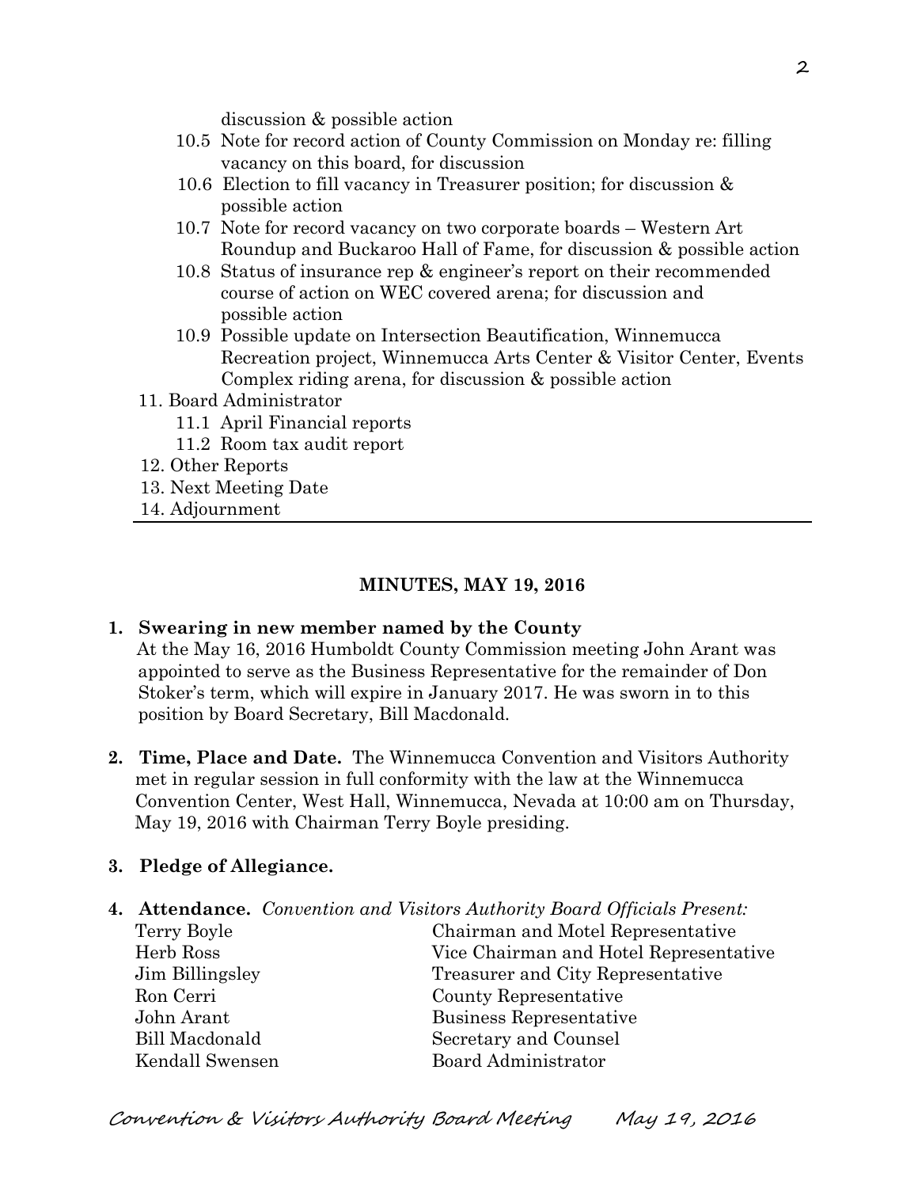discussion & possible action

10.5 Note for record action of County Commission on Monday re: filling vacancy on this board, for discussion

10.6 Election to fill vacancy in Treasurer position; for discussion & possible action

10.7 Note for record vacancy on two corporate boards – Western Art Roundup and Buckaroo Hall of Fame, for discussion & possible action

10.8 Status of insurance rep & engineer's report on their recommended course of action on WEC covered arena; for discussion and possible action

10.9 Possible update on Intersection Beautification, Winnemucca Recreation project, Winnemucca Arts Center & Visitor Center, Events Complex riding arena, for discussion & possible action

11. Board Administrator
    - 11.1 April Financial reports
    - 11.2 Room tax audit report
12. Other Reports
13. Next Meeting Date
14. Adjournment

---

## MINUTES, MAY 19, 2016

**1. Swearing in new member named by the County**

At the May 16, 2016 Humboldt County Commission meeting John Arant was appointed to serve as the Business Representative for the remainder of Don Stoker's term, which will expire in January 2017. He was sworn in to this position by Board Secretary, Bill Macdonald.

**2. Time, Place and Date.** The Winnemucca Convention and Visitors Authority met in regular session in full conformity with the law at the Winnemucca Convention Center, West Hall, Winnemucca, Nevada at 10:00 am on Thursday, May 19, 2016 with Chairman Terry Boyle presiding.

**3. Pledge of Allegiance.**

**4. Attendance.** *Convention and Visitors Authority Board Officials Present:*

| | |
|---|---|
| Terry Boyle | Chairman and Motel Representative |
| Herb Ross | Vice Chairman and Hotel Representative |
| Jim Billingsley | Treasurer and City Representative |
| Ron Cerri | County Representative |
| John Arant | Business Representative |
| Bill Macdonald | Secretary and Counsel |
| Kendall Swensen | Board Administrator |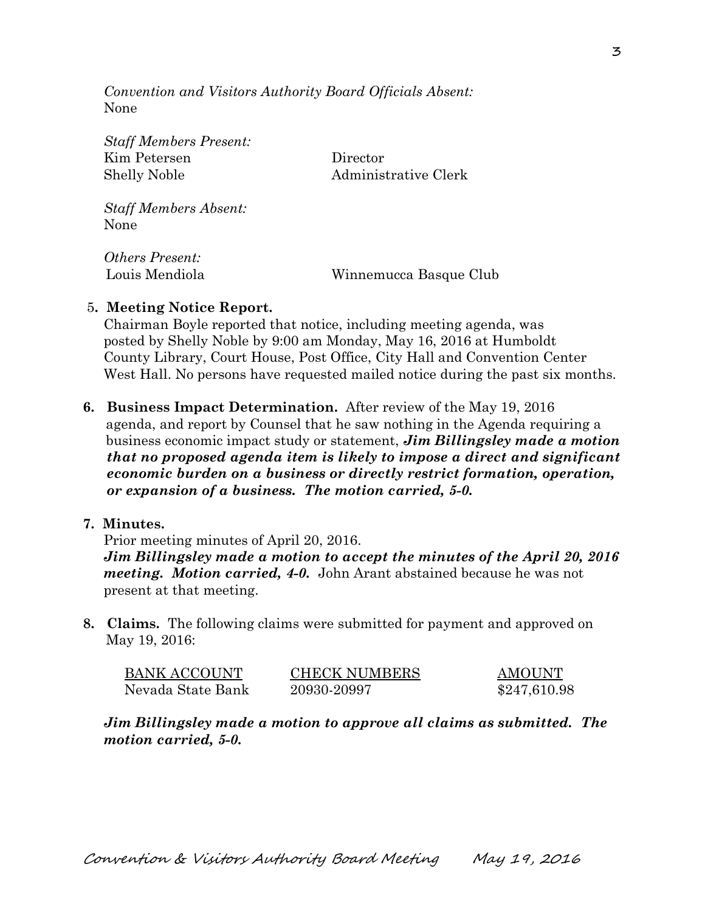*Convention and Visitors Authority Board Officials Absent:*
None

*Staff Members Present:*

| | |
|---|---|
| Kim Petersen | Director |
| Shelly Noble | Administrative Clerk |

*Staff Members Absent:*
None

*Others Present:*

| | |
|---|---|
| Louis Mendiola | Winnemucca Basque Club |

**5. Meeting Notice Report.**
Chairman Boyle reported that notice, including meeting agenda, was posted by Shelly Noble by 9:00 am Monday, May 16, 2016 at Humboldt County Library, Court House, Post Office, City Hall and Convention Center West Hall. No persons have requested mailed notice during the past six months.

**6. Business Impact Determination.** After review of the May 19, 2016 agenda, and report by Counsel that he saw nothing in the Agenda requiring a business economic impact study or statement, ***Jim Billingsley made a motion that no proposed agenda item is likely to impose a direct and significant economic burden on a business or directly restrict formation, operation, or expansion of a business. The motion carried, 5-0.***

**7. Minutes.**
Prior meeting minutes of April 20, 2016.
***Jim Billingsley made a motion to accept the minutes of the April 20, 2016 meeting. Motion carried, 4-0.*** John Arant abstained because he was not present at that meeting.

**8. Claims.** The following claims were submitted for payment and approved on May 19, 2016:

| BANK ACCOUNT | CHECK NUMBERS | AMOUNT |
|---|---|---|
| Nevada State Bank | 20930-20997 | \$247,610.98 |

***Jim Billingsley made a motion to approve all claims as submitted. The motion carried, 5-0.***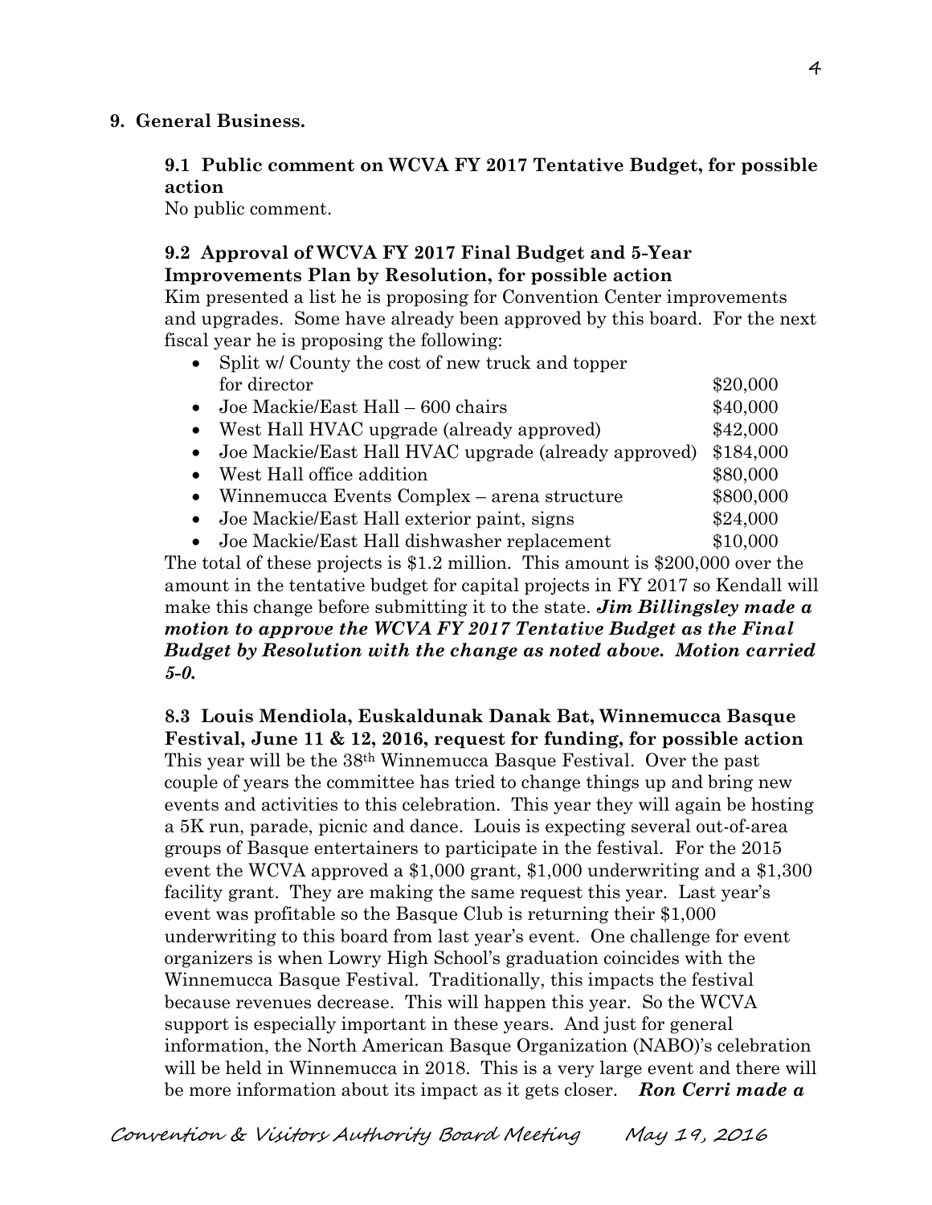**9. General Business.**

**9.1 Public comment on WCVA FY 2017 Tentative Budget, for possible action**

No public comment.

**9.2 Approval of WCVA FY 2017 Final Budget and 5-Year Improvements Plan by Resolution, for possible action**

Kim presented a list he is proposing for Convention Center improvements and upgrades. Some have already been approved by this board. For the next fiscal year he is proposing the following:

- Split w/ County the cost of new truck and topper for director $20,000
- Joe Mackie/East Hall – 600 chairs $40,000
- West Hall HVAC upgrade (already approved) $42,000
- Joe Mackie/East Hall HVAC upgrade (already approved) $184,000
- West Hall office addition $80,000
- Winnemucca Events Complex – arena structure $800,000
- Joe Mackie/East Hall exterior paint, signs $24,000
- Joe Mackie/East Hall dishwasher replacement $10,000

The total of these projects is $1.2 million. This amount is $200,000 over the amount in the tentative budget for capital projects in FY 2017 so Kendall will make this change before submitting it to the state. ***Jim Billingsley made a motion to approve the WCVA FY 2017 Tentative Budget as the Final Budget by Resolution with the change as noted above. Motion carried 5-0.***

**8.3 Louis Mendiola, Euskaldunak Danak Bat, Winnemucca Basque Festival, June 11 & 12, 2016, request for funding, for possible action**

This year will be the 38th Winnemucca Basque Festival. Over the past couple of years the committee has tried to change things up and bring new events and activities to this celebration. This year they will again be hosting a 5K run, parade, picnic and dance. Louis is expecting several out-of-area groups of Basque entertainers to participate in the festival. For the 2015 event the WCVA approved a $1,000 grant, $1,000 underwriting and a $1,300 facility grant. They are making the same request this year. Last year's event was profitable so the Basque Club is returning their $1,000 underwriting to this board from last year's event. One challenge for event organizers is when Lowry High School's graduation coincides with the Winnemucca Basque Festival. Traditionally, this impacts the festival because revenues decrease. This will happen this year. So the WCVA support is especially important in these years. And just for general information, the North American Basque Organization (NABO)'s celebration will be held in Winnemucca in 2018. This is a very large event and there will be more information about its impact as it gets closer. ***Ron Cerri made a***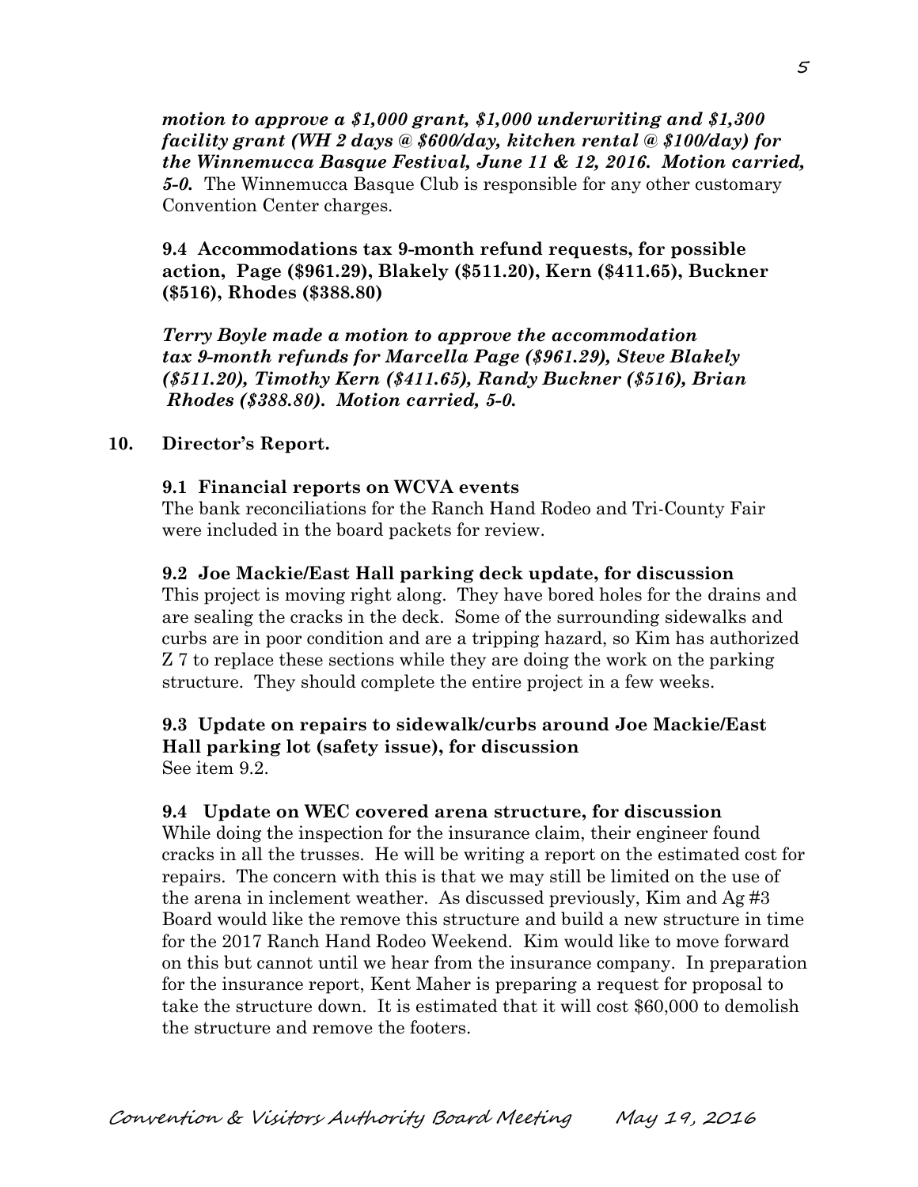***motion to approve a $1,000 grant, $1,000 underwriting and $1,300 facility grant (WH 2 days @ $600/day, kitchen rental @ $100/day) for the Winnemucca Basque Festival, June 11 & 12, 2016. Motion carried, 5-0.*** The Winnemucca Basque Club is responsible for any other customary Convention Center charges.

**9.4 Accommodations tax 9-month refund requests, for possible action, Page ($961.29), Blakely ($511.20), Kern ($411.65), Buckner ($516), Rhodes ($388.80)**

***Terry Boyle made a motion to approve the accommodation tax 9-month refunds for Marcella Page ($961.29), Steve Blakely ($511.20), Timothy Kern ($411.65), Randy Buckner ($516), Brian Rhodes ($388.80). Motion carried, 5-0.***

**10. Director's Report.**

**9.1 Financial reports on WCVA events**
The bank reconciliations for the Ranch Hand Rodeo and Tri-County Fair were included in the board packets for review.

**9.2 Joe Mackie/East Hall parking deck update, for discussion**
This project is moving right along. They have bored holes for the drains and are sealing the cracks in the deck. Some of the surrounding sidewalks and curbs are in poor condition and are a tripping hazard, so Kim has authorized Z 7 to replace these sections while they are doing the work on the parking structure. They should complete the entire project in a few weeks.

**9.3 Update on repairs to sidewalk/curbs around Joe Mackie/East Hall parking lot (safety issue), for discussion**
See item 9.2.

**9.4 Update on WEC covered arena structure, for discussion**
While doing the inspection for the insurance claim, their engineer found cracks in all the trusses. He will be writing a report on the estimated cost for repairs. The concern with this is that we may still be limited on the use of the arena in inclement weather. As discussed previously, Kim and Ag #3 Board would like the remove this structure and build a new structure in time for the 2017 Ranch Hand Rodeo Weekend. Kim would like to move forward on this but cannot until we hear from the insurance company. In preparation for the insurance report, Kent Maher is preparing a request for proposal to take the structure down. It is estimated that it will cost $60,000 to demolish the structure and remove the footers.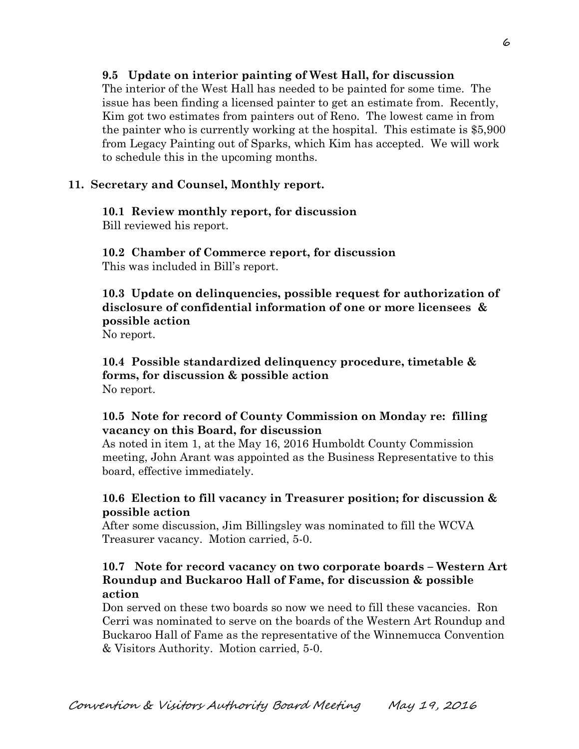**9.5 Update on interior painting of West Hall, for discussion**

The interior of the West Hall has needed to be painted for some time. The issue has been finding a licensed painter to get an estimate from. Recently, Kim got two estimates from painters out of Reno. The lowest came in from the painter who is currently working at the hospital. This estimate is $5,900 from Legacy Painting out of Sparks, which Kim has accepted. We will work to schedule this in the upcoming months.

**11. Secretary and Counsel, Monthly report.**

**10.1 Review monthly report, for discussion**

Bill reviewed his report.

**10.2 Chamber of Commerce report, for discussion**

This was included in Bill's report.

**10.3 Update on delinquencies, possible request for authorization of disclosure of confidential information of one or more licensees & possible action**

No report.

**10.4 Possible standardized delinquency procedure, timetable & forms, for discussion & possible action**

No report.

**10.5 Note for record of County Commission on Monday re: filling vacancy on this Board, for discussion**

As noted in item 1, at the May 16, 2016 Humboldt County Commission meeting, John Arant was appointed as the Business Representative to this board, effective immediately.

**10.6 Election to fill vacancy in Treasurer position; for discussion & possible action**

After some discussion, Jim Billingsley was nominated to fill the WCVA Treasurer vacancy. Motion carried, 5-0.

**10.7 Note for record vacancy on two corporate boards – Western Art Roundup and Buckaroo Hall of Fame, for discussion & possible action**

Don served on these two boards so now we need to fill these vacancies. Ron Cerri was nominated to serve on the boards of the Western Art Roundup and Buckaroo Hall of Fame as the representative of the Winnemucca Convention & Visitors Authority. Motion carried, 5-0.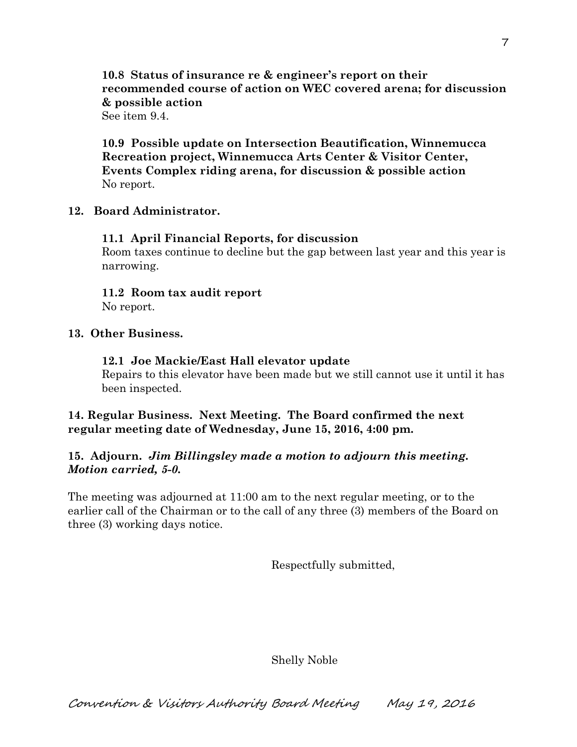**10.8 Status of insurance re & engineer's report on their recommended course of action on WEC covered arena; for discussion & possible action**

See item 9.4.

**10.9 Possible update on Intersection Beautification, Winnemucca Recreation project, Winnemucca Arts Center & Visitor Center, Events Complex riding arena, for discussion & possible action**

No report.

**12. Board Administrator.**

**11.1 April Financial Reports, for discussion**

Room taxes continue to decline but the gap between last year and this year is narrowing.

**11.2 Room tax audit report**

No report.

**13. Other Business.**

**12.1 Joe Mackie/East Hall elevator update**

Repairs to this elevator have been made but we still cannot use it until it has been inspected.

**14. Regular Business. Next Meeting. The Board confirmed the next regular meeting date of Wednesday, June 15, 2016, 4:00 pm.**

**15. Adjourn.** ***Jim Billingsley made a motion to adjourn this meeting. Motion carried, 5-0.***

The meeting was adjourned at 11:00 am to the next regular meeting, or to the earlier call of the Chairman or to the call of any three (3) members of the Board on three (3) working days notice.

Respectfully submitted,

Shelly Noble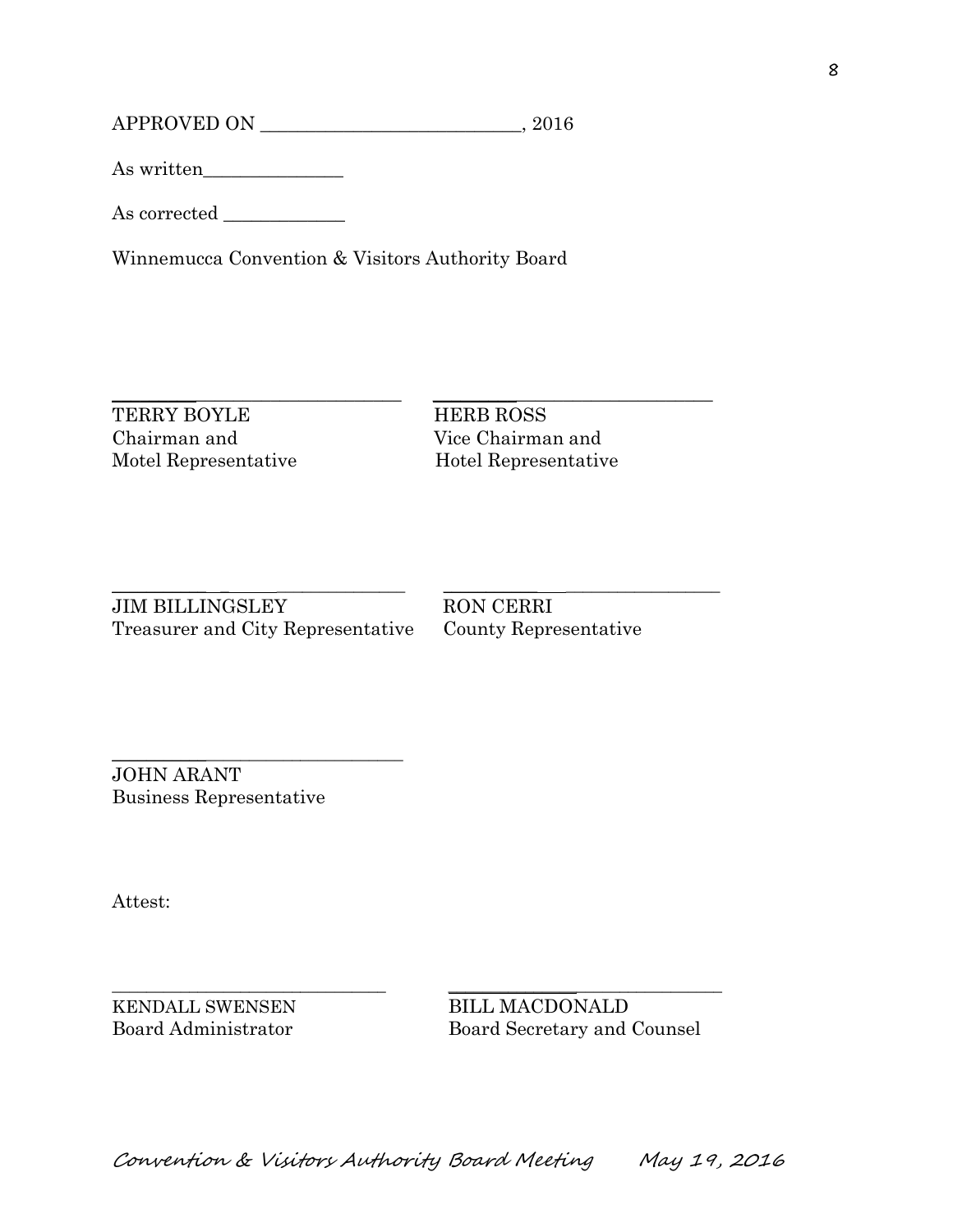APPROVED ON ____________________________, 2016

As written_______________

As corrected _____________

Winnemucca Convention & Visitors Authority Board

________________________________ ________________________________

TERRY BOYLE
Chairman and
Motel Representative

HERB ROSS
Vice Chairman and
Hotel Representative

________________________________ ________________________________

JIM BILLINGSLEY
Treasurer and City Representative

RON CERRI
County Representative

________________________________

JOHN ARANT
Business Representative

Attest:

______________________________ ______________________________

KENDALL SWENSEN
Board Administrator

BILL MACDONALD
Board Secretary and Counsel